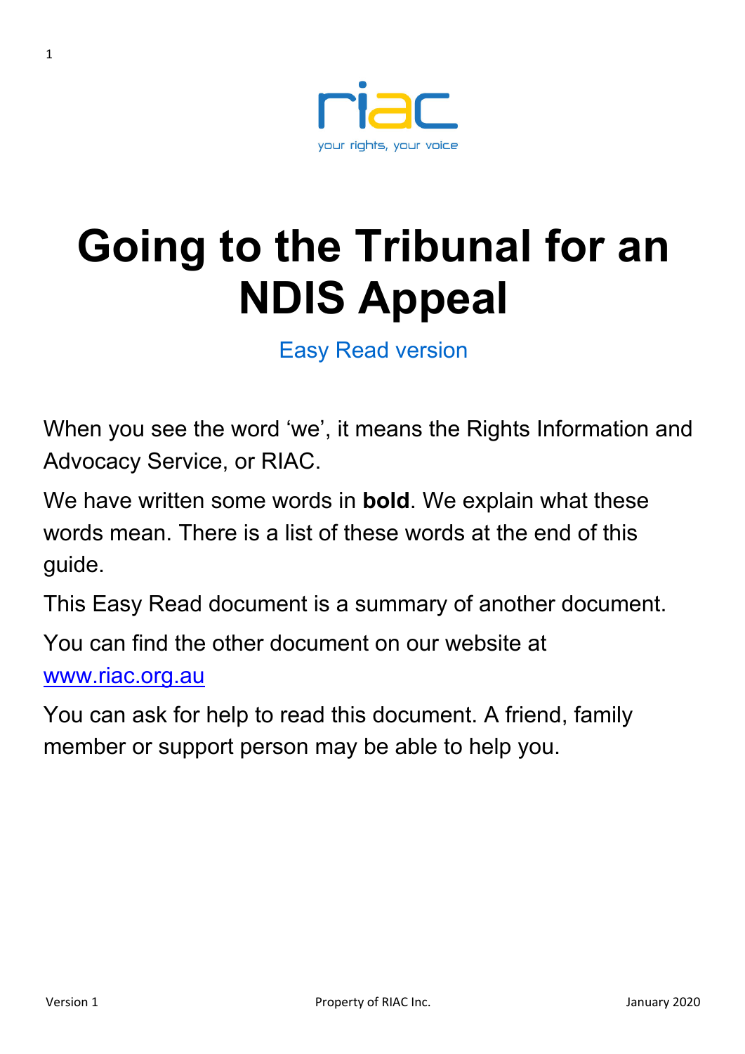riac

your rights, your voice

# Going to the Tribunal for an NDIS Appeal

Easy Read version

When you see the word 'we', it means the Rights Information and Advocacy Service, or RIAC.

We have written some words in **bold**. We explain what these words mean. There is a list of these words at the end of this guide.

This Easy Read document is a summary of another document.

You can find the other document on our website at [www.riac.org.au](http://www.riac.org.au)

You can ask for help to read this document. A friend, family member or support person may be able to help you.

Version 1 Property of RIAC Inc. January 2020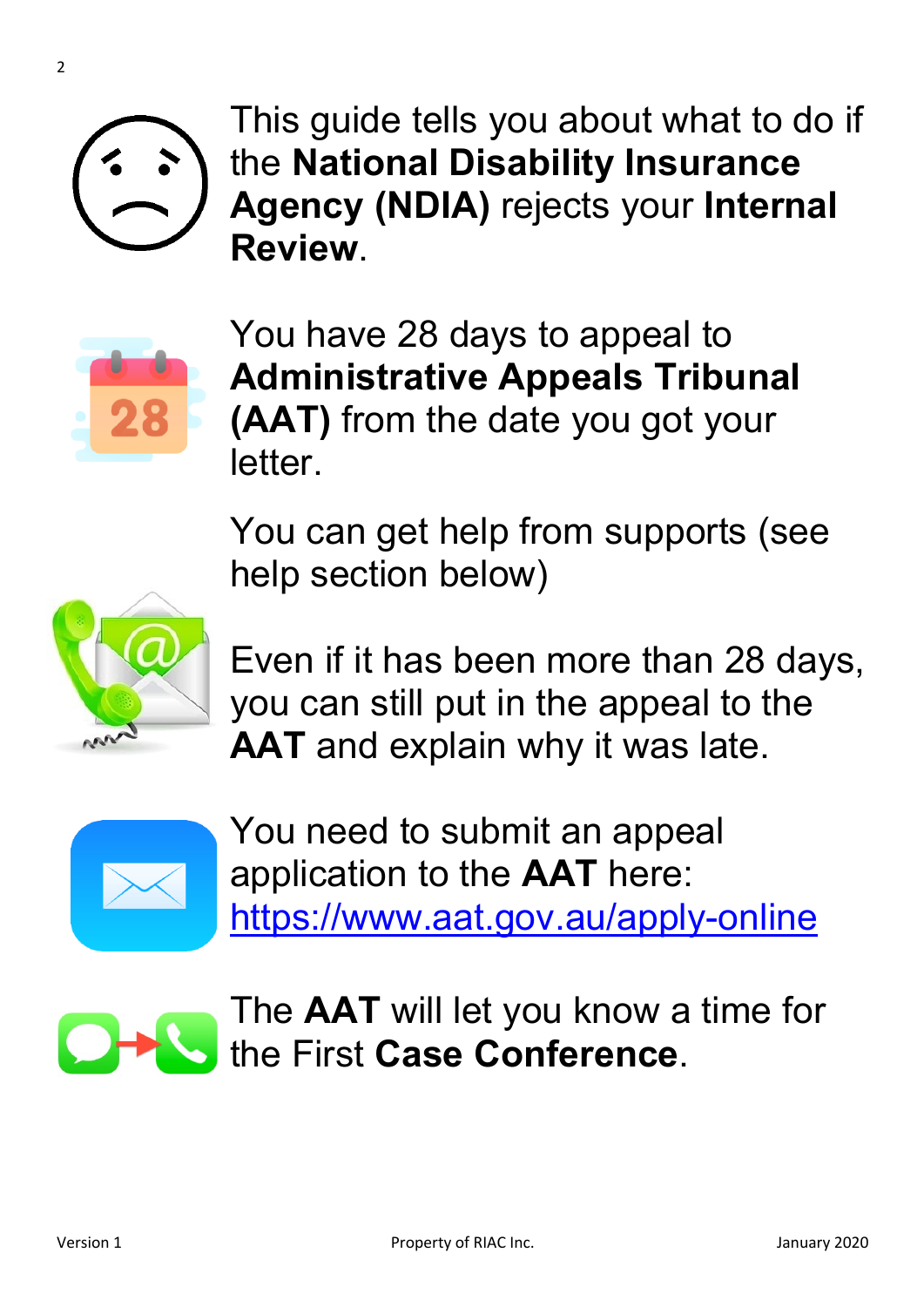This guide tells you about what to do if the **National Disability Insurance Agency (NDIA)** rejects your **Internal Review**.

You have 28 days to appeal to **Administrative Appeals Tribunal (AAT)** from the date you got your letter.

You can get help from supports (see help section below)

Even if it has been more than 28 days, you can still put in the appeal to the **AAT** and explain why it was late.

You need to submit an appeal application to the **AAT** here: https://www.aat.gov.au/apply-online

The **AAT** will let you know a time for the First **Case Conference**.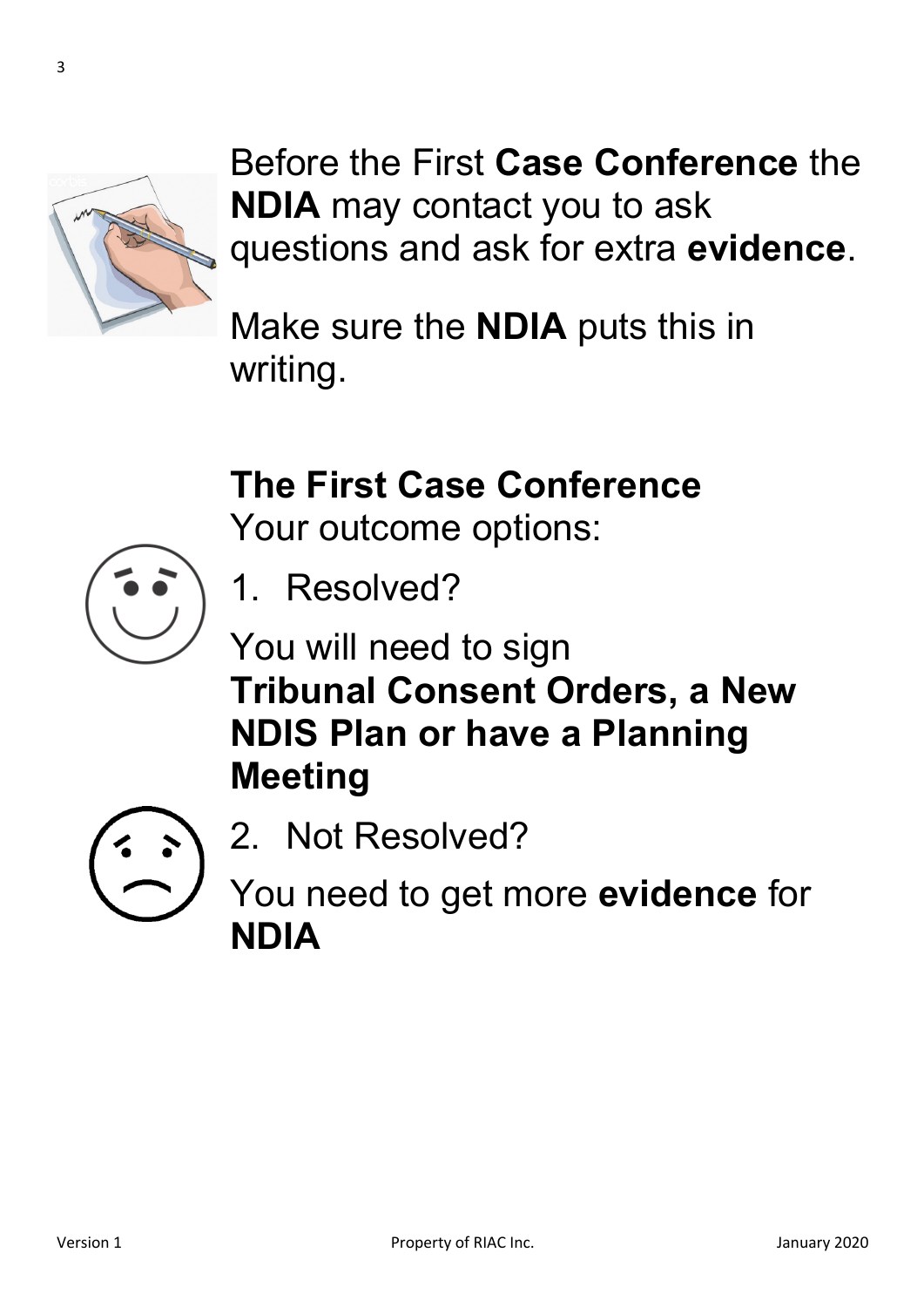Before the First **Case Conference** the **NDIA** may contact you to ask questions and ask for extra **evidence**.

Make sure the **NDIA** puts this in writing.

## The First Case Conference

Your outcome options:

1. Resolved?

You will need to sign **Tribunal Consent Orders, a New NDIS Plan or have a Planning Meeting**

2. Not Resolved?

You need to get more **evidence** for **NDIA**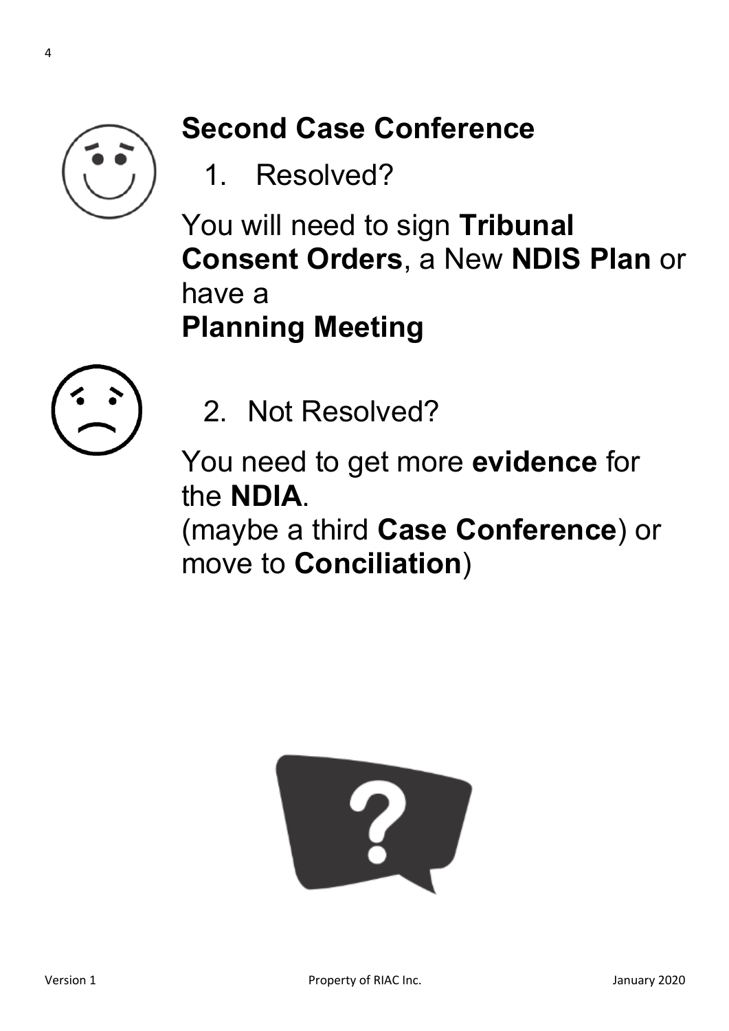## Second Case Conference

1. Resolved?

You will need to sign **Tribunal Consent Orders**, a New **NDIS Plan** or have a
**Planning Meeting**

2. Not Resolved?

You need to get more **evidence** for the **NDIA**.
(maybe a third **Case Conference**) or move to **Conciliation**)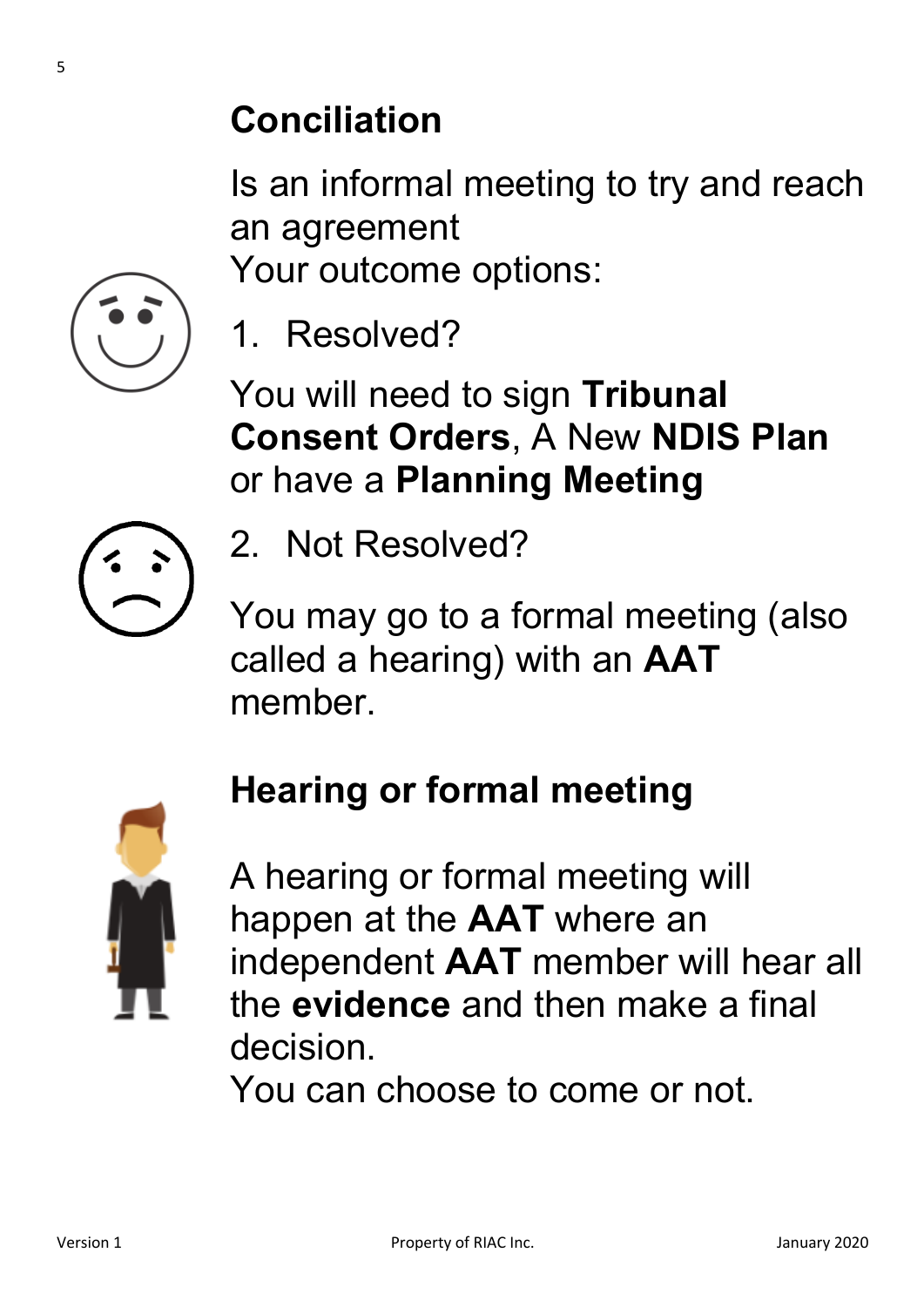## Conciliation

Is an informal meeting to try and reach an agreement
Your outcome options:

1. Resolved?

You will need to sign **Tribunal Consent Orders**, A New **NDIS Plan** or have a **Planning Meeting**

2. Not Resolved?

You may go to a formal meeting (also called a hearing) with an **AAT** member.

## Hearing or formal meeting

A hearing or formal meeting will happen at the **AAT** where an independent **AAT** member will hear all the **evidence** and then make a final decision.
You can choose to come or not.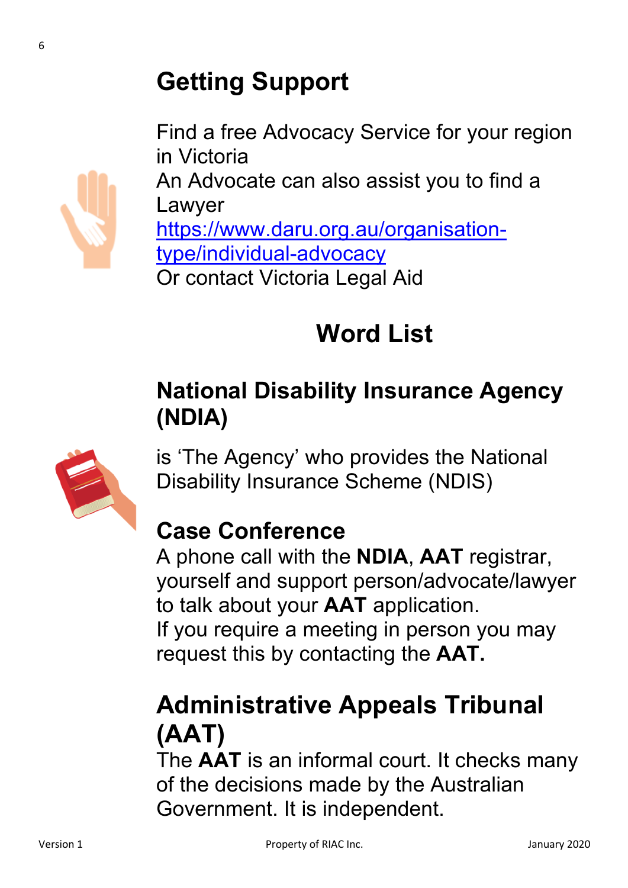# Getting Support

Find a free Advocacy Service for your region in Victoria
An Advocate can also assist you to find a Lawyer
[https://www.daru.org.au/organisation-type/individual-advocacy](https://www.daru.org.au/organisation-type/individual-advocacy)
Or contact Victoria Legal Aid

# Word List

## National Disability Insurance Agency (NDIA)

is 'The Agency' who provides the National Disability Insurance Scheme (NDIS)

## Case Conference

A phone call with the **NDIA**, **AAT** registrar, yourself and support person/advocate/lawyer to talk about your **AAT** application.
If you require a meeting in person you may request this by contacting the **AAT.**

## Administrative Appeals Tribunal (AAT)

The **AAT** is an informal court. It checks many of the decisions made by the Australian Government. It is independent.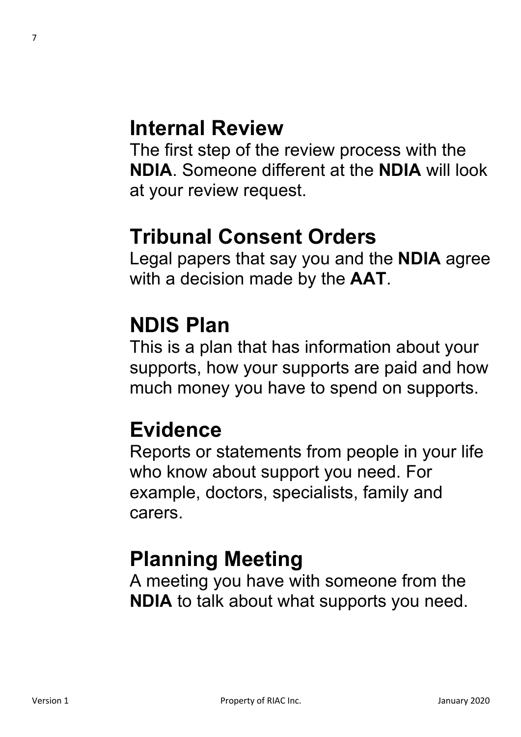## Internal Review

The first step of the review process with the **NDIA**. Someone different at the **NDIA** will look at your review request.

## Tribunal Consent Orders

Legal papers that say you and the **NDIA** agree with a decision made by the **AAT**.

## NDIS Plan

This is a plan that has information about your supports, how your supports are paid and how much money you have to spend on supports.

## Evidence

Reports or statements from people in your life who know about support you need. For example, doctors, specialists, family and carers.

## Planning Meeting

A meeting you have with someone from the **NDIA** to talk about what supports you need.